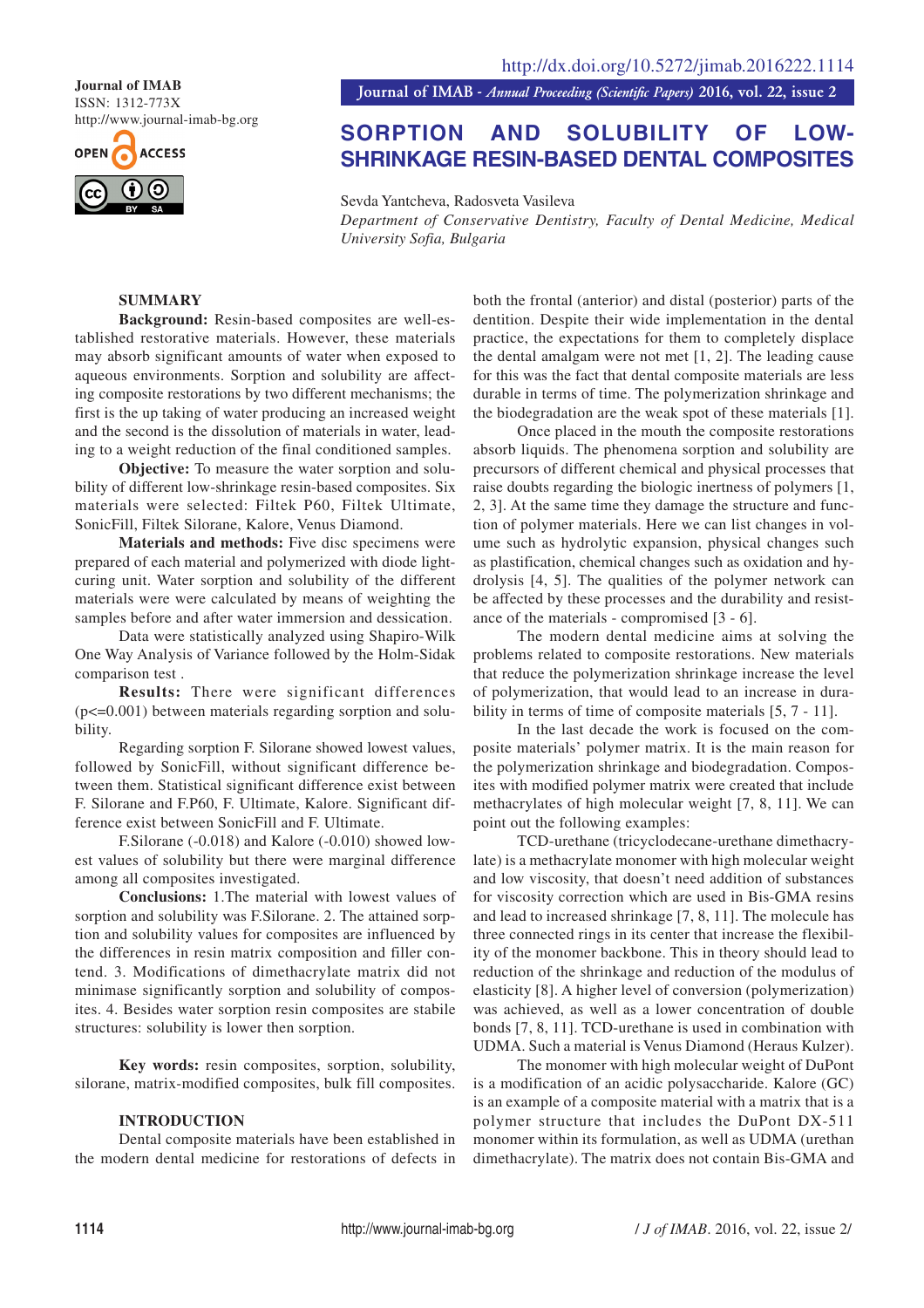http://dx.doi.org/10.5272/jimab.2016222.1114

Journal of IMAB
ISSN: 1312-773X
http://www.journal-imab-bg.org

Journal of IMAB - *Annual Proceeding (Scientific Papers)* 2016, vol. 22, issue 2

# SORPTION AND SOLUBILITY OF LOW-SHRINKAGE RESIN-BASED DENTAL COMPOSITES

Sevda Yantcheva, Radosveta Vasileva
*Department of Conservative Dentistry, Faculty of Dental Medicine, Medical University Sofia, Bulgaria*

## SUMMARY

**Background:** Resin-based composites are well-established restorative materials. However, these materials may absorb significant amounts of water when exposed to aqueous environments. Sorption and solubility are affecting composite restorations by two different mechanisms; the first is the up taking of water producing an increased weight and the second is the dissolution of materials in water, leading to a weight reduction of the final conditioned samples.

**Objective:** To measure the water sorption and solubility of different low-shrinkage resin-based composites. Six materials were selected: Filtek P60, Filtek Ultimate, SonicFill, Filtek Silorane, Kalore, Venus Diamond.

**Materials and methods:** Five disc specimens were prepared of each material and polymerized with diode light-curing unit. Water sorption and solubility of the different materials were were calculated by means of weighting the samples before and after water immersion and dessication.

Data were statistically analyzed using Shapiro-Wilk One Way Analysis of Variance followed by the Holm-Sidak comparison test .

**Results:** There were significant differences ($p<=0.001$) between materials regarding sorption and solubility.

Regarding sorption F. Silorane showed lowest values, followed by SonicFill, without significant difference between them. Statistical significant difference exist between F. Silorane and F.P60, F. Ultimate, Kalore. Significant difference exist between SonicFill and F. Ultimate.

F.Silorane (-0.018) and Kalore (-0.010) showed lowest values of solubility but there were marginal difference among all composites investigated.

**Conclusions:** 1.The material with lowest values of sorption and solubility was F.Silorane. 2. The attained sorption and solubility values for composites are influenced by the differences in resin matrix composition and filler contend. 3. Modifications of dimethacrylate matrix did not minimase significantly sorption and solubility of composites. 4. Besides water sorption resin composites are stabile structures: solubility is lower then sorption.

**Key words:** resin composites, sorption, solubility, silorane, matrix-modified composites, bulk fill composites.

## INTRODUCTION

Dental composite materials have been established in the modern dental medicine for restorations of defects in both the frontal (anterior) and distal (posterior) parts of the dentition. Despite their wide implementation in the dental practice, the expectations for them to completely displace the dental amalgam were not met [1, 2]. The leading cause for this was the fact that dental composite materials are less durable in terms of time. The polymerization shrinkage and the biodegradation are the weak spot of these materials [1].

Once placed in the mouth the composite restorations absorb liquids. The phenomena sorption and solubility are precursors of different chemical and physical processes that raise doubts regarding the biologic inertness of polymers [1, 2, 3]. At the same time they damage the structure and function of polymer materials. Here we can list changes in volume such as hydrolytic expansion, physical changes such as plastification, chemical changes such as oxidation and hydrolysis [4, 5]. The qualities of the polymer network can be affected by these processes and the durability and resistance of the materials - compromised [3 - 6].

The modern dental medicine aims at solving the problems related to composite restorations. New materials that reduce the polymerization shrinkage increase the level of polymerization, that would lead to an increase in durability in terms of time of composite materials [5, 7 - 11].

In the last decade the work is focused on the composite materials' polymer matrix. It is the main reason for the polymerization shrinkage and biodegradation. Composites with modified polymer matrix were created that include methacrylates of high molecular weight [7, 8, 11]. We can point out the following examples:

TCD-urethane (tricyclodecane-urethane dimethacrylate) is a methacrylate monomer with high molecular weight and low viscosity, that doesn't need addition of substances for viscosity correction which are used in Bis-GMA resins and lead to increased shrinkage [7, 8, 11]. The molecule has three connected rings in its center that increase the flexibility of the monomer backbone. This in theory should lead to reduction of the shrinkage and reduction of the modulus of elasticity [8]. A higher level of conversion (polymerization) was achieved, as well as a lower concentration of double bonds [7, 8, 11]. TCD-urethane is used in combination with UDMA. Such a material is Venus Diamond (Heraus Kulzer).

The monomer with high molecular weight of DuPont is a modification of an acidic polysaccharide. Kalore (GC) is an example of a composite material with a matrix that is a polymer structure that includes the DuPont DX-511 monomer within its formulation, as well as UDMA (urethan dimethacrylate). The matrix does not contain Bis-GMA and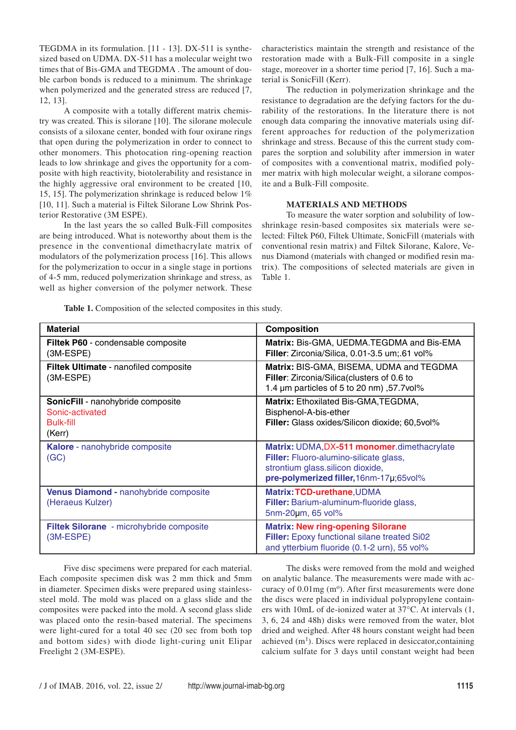TEGDMA in its formulation. [11 - 13]. DX-511 is synthesized based on UDMA. DX-511 has a molecular weight two times that of Bis-GMA and TEGDMA . The amount of double carbon bonds is reduced to a minimum. The shrinkage when polymerized and the generated stress are reduced [7, 12, 13].

A composite with a totally different matrix chemistry was created. This is silorane [10]. The silorane molecule consists of a siloxane center, bonded with four oxirane rings that open during the polymerization in order to connect to other monomers. This photocation ring-opening reaction leads to low shrinkage and gives the opportunity for a composite with high reactivity, biotolerability and resistance in the highly aggressive oral environment to be created [10, 15, 15]. The polymerization shrinkage is reduced below 1% [10, 11]. Such a material is Filtek Silorane Low Shrink Posterior Restorative (3M ESPE).

In the last years the so called Bulk-Fill composites are being introduced. What is noteworthy about them is the presence in the conventional dimethacrylate matrix of modulators of the polymerization process [16]. This allows for the polymerization to occur in a single stage in portions of 4-5 mm, reduced polymerization shrinkage and stress, as well as higher conversion of the polymer network. These characteristics maintain the strength and resistance of the restoration made with a Bulk-Fill composite in a single stage, moreover in a shorter time period [7, 16]. Such a material is SonicFill (Kerr).

The reduction in polymerization shrinkage and the resistance to degradation are the defying factors for the durability of the restorations. In the literature there is not enough data comparing the innovative materials using different approaches for reduction of the polymerization shrinkage and stress. Because of this the current study compares the sorption and solubility after immersion in water of composites with a conventional matrix, modified polymer matrix with high molecular weight, a silorane composite and a Bulk-Fill composite.

## MATERIALS AND METHODS

To measure the water sorption and solubility of low-shrinkage resin-based composites six materials were selected: Filtek P60, Filtek Ultimate, SonicFill (materials with conventional resin matrix) and Filtek Silorane, Kalore, Venus Diamond (materials with changed or modified resin matrix). The compositions of selected materials are given in Table 1.

**Table 1.** Composition of the selected composites in this study.

| Material | Composition |
|---|---|
| **Filtek P60** - condensable composite (3M-ESPE) | **Matrix:** Bis-GMA, UEDMA.TEGDMA and Bis-EMA<br>**Filler**: Zirconia/Silica, 0.01-3.5 um;.61 vol% |
| **Filtek Ultimate** - nanofiled composite (3M-ESPE) | **Matrix:** BIS-GMA, BISEMA, UDMA and TEGDMA<br>**Filler**: Zirconia/Silica(clusters of 0.6 to 1.4 µm particles of 5 to 20 nm) ,57.7vol% |
| **SonicFill** - nanohybride composite Sonic-activated Bulk-fill (Kerr) | **Matrix:** Ethoxilated Bis-GMA,TEGDMA, Bisphenol-A-bis-ether<br>**Filler:** Glass oxides/Silicon dioxide; 60,5vol% |
| **Kalore** - nanohybride composite (GC) | **Matrix:** UDMA,**DX-511 monomer**.dimethacrylate<br>**Filler:** Fluoro-alumino-silicate glass, strontium glass.silicon dioxide, **pre-polymerized filler,**16nm-17µ;65vol% |
| **Venus Diamond** - nanohybride composite (Heraeus Kulzer) | **Matrix:TCD-urethane**,UDMA<br>**Filler:** Barium-aluminum-fluoride glass, 5nm-20µm, 65 vol% |
| **Filtek Silorane** - microhybride composite (3M-ESPE) | **Matrix: New ring-opening Silorane**<br>**Filler:** Epoxy functional silane treated Si02 and ytterbium fluoride (0.1-2 urn), 55 vol% |

Five disc specimens were prepared for each material. Each composite specimen disk was 2 mm thick and 5mm in diameter. Specimen disks were prepared using stainless-steel mold. The mold was placed on a glass slide and the composites were packed into the mold. A second glass slide was placed onto the resin-based material. The specimens were light-cured for a total 40 sec (20 sec from both top and bottom sides) with diode light-curing unit Elipar Freelight 2 (3M-ESPE).

The disks were removed from the mold and weighed on analytic balance. The measurements were made with accuracy of 0.01mg ($m^o$). After first measurements were done the discs were placed in individual polypropylene containers with 10mL of de-ionized water at 37°C. At intervals (1, 3, 6, 24 and 48h) disks were removed from the water, blot dried and weighed. After 48 hours constant weight had been achieved ($m^1$). Discs were replaced in desiccator,containing calcium sulfate for 3 days until constant weight had been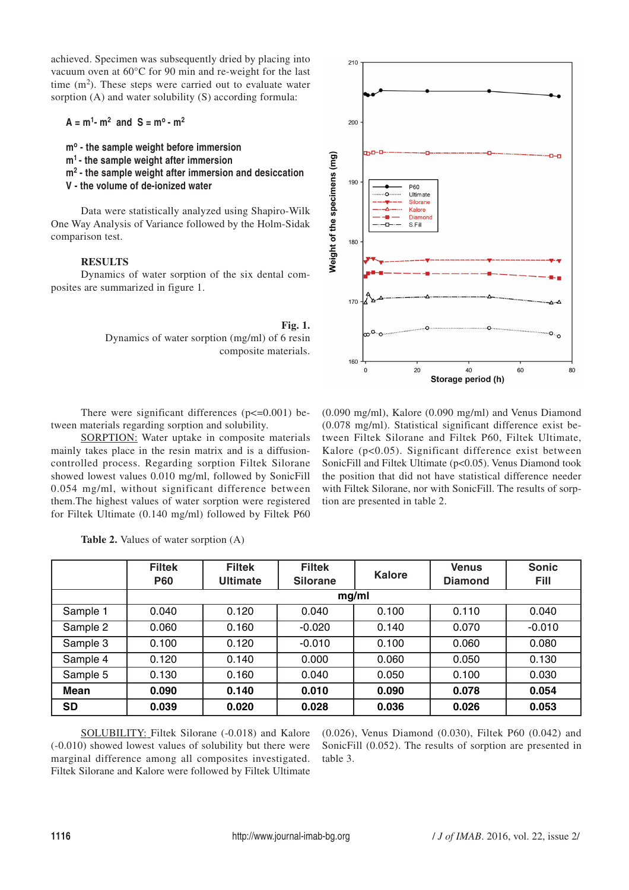achieved. Specimen was subsequently dried by placing into vacuum oven at 60°C for 90 min and re-weight for the last time ($m^2$). These steps were carried out to evaluate water sorption (A) and water solubility (S) according formula:

$A = m^1 - m^2$ and $S = m^o - m^2$

**$m^o$ - the sample weight before immersion**
**$m^1$ - the sample weight after immersion**
**$m^2$ - the sample weight after immersion and desiccation**
**V - the volume of de-ionized water**

Data were statistically analyzed using Shapiro-Wilk One Way Analysis of Variance followed by the Holm-Sidak comparison test.

## RESULTS

Dynamics of water sorption of the six dental composites are summarized in figure 1.

**Fig. 1.** Dynamics of water sorption (mg/ml) of 6 resin composite materials.

There were significant differences (p<=0.001) between materials regarding sorption and solubility.

SORPTION: Water uptake in composite materials mainly takes place in the resin matrix and is a diffusion-controlled process. Regarding sorption Filtek Silorane showed lowest values 0.010 mg/ml, followed by SonicFill 0.054 mg/ml, without significant difference between them.The highest values of water sorption were registered for Filtek Ultimate (0.140 mg/ml) followed by Filtek P60 (0.090 mg/ml), Kalore (0.090 mg/ml) and Venus Diamond (0.078 mg/ml). Statistical significant difference exist between Filtek Silorane and Filtek P60, Filtek Ultimate, Kalore (p<0.05). Significant difference exist between SonicFill and Filtek Ultimate (p<0.05). Venus Diamond took the position that did not have statistical difference needer with Filtek Silorane, nor with SonicFill. The results of sorption are presented in table 2.

**Table 2.** Values of water sorption (A)

| | Filtek P60 | Filtek Ultimate | Filtek Silorane | Kalore | Venus Diamond | Sonic Fill |
|---|---|---|---|---|---|---|
| | mg/ml | | | | | |
| Sample 1 | 0.040 | 0.120 | 0.040 | 0.100 | 0.110 | 0.040 |
| Sample 2 | 0.060 | 0.160 | -0.020 | 0.140 | 0.070 | -0.010 |
| Sample 3 | 0.100 | 0.120 | -0.010 | 0.100 | 0.060 | 0.080 |
| Sample 4 | 0.120 | 0.140 | 0.000 | 0.060 | 0.050 | 0.130 |
| Sample 5 | 0.130 | 0.160 | 0.040 | 0.050 | 0.100 | 0.030 |
| **Mean** | **0.090** | **0.140** | **0.010** | **0.090** | **0.078** | **0.054** |
| **SD** | **0.039** | **0.020** | **0.028** | **0.036** | **0.026** | **0.053** |

SOLUBILITY: Filtek Silorane (-0.018) and Kalore (-0.010) showed lowest values of solubility but there were marginal difference among all composites investigated. Filtek Silorane and Kalore were followed by Filtek Ultimate (0.026), Venus Diamond (0.030), Filtek P60 (0.042) and SonicFill (0.052). The results of sorption are presented in table 3.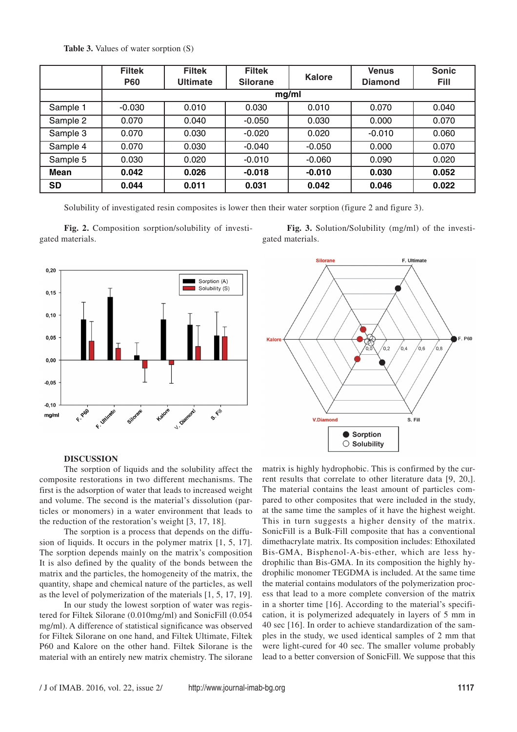**Table 3.** Values of water sorption (S)

| | Filtek P60 | Filtek Ultimate | Filtek Silorane | Kalore | Venus Diamond | Sonic Fill |
|---|---|---|---|---|---|---|
| | mg/ml | | | | | |
| Sample 1 | -0.030 | 0.010 | 0.030 | 0.010 | 0.070 | 0.040 |
| Sample 2 | 0.070 | 0.040 | -0.050 | 0.030 | 0.000 | 0.070 |
| Sample 3 | 0.070 | 0.030 | -0.020 | 0.020 | -0.010 | 0.060 |
| Sample 4 | 0.070 | 0.030 | -0.040 | -0.050 | 0.000 | 0.070 |
| Sample 5 | 0.030 | 0.020 | -0.010 | -0.060 | 0.090 | 0.020 |
| **Mean** | **0.042** | **0.026** | **-0.018** | **-0.010** | **0.030** | **0.052** |
| **SD** | **0.044** | **0.011** | **0.031** | **0.042** | **0.046** | **0.022** |

Solubility of investigated resin composites is lower then their water sorption (figure 2 and figure 3).

**Fig. 2.** Composition sorption/solubility of investigated materials.

**Fig. 3.** Solution/Solubility (mg/ml) of the investigated materials.

## DISCUSSION

The sorption of liquids and the solubility affect the composite restorations in two different mechanisms. The first is the adsorption of water that leads to increased weight and volume. The second is the material's dissolution (particles or monomers) in a water environment that leads to the reduction of the restoration's weight [3, 17, 18].

The sorption is a process that depends on the diffusion of liquids. It occurs in the polymer matrix [1, 5, 17]. The sorption depends mainly on the matrix's composition It is also defined by the quality of the bonds between the matrix and the particles, the homogeneity of the matrix, the quantity, shape and chemical nature of the particles, as well as the level of polymerization of the materials [1, 5, 17, 19].

In our study the lowest sorption of water was registered for Filtek Silorane (0.010mg/ml) and SonicFill (0.054 mg/ml). A difference of statistical significance was observed for Filtek Silorane on one hand, and Filtek Ultimate, Filtek P60 and Kalore on the other hand. Filtek Silorane is the material with an entirely new matrix chemistry. The silorane matrix is highly hydrophobic. This is confirmed by the current results that correlate to other literature data [9, 20,]. The material contains the least amount of particles compared to other composites that were included in the study, at the same time the samples of it have the highest weight. This in turn suggests a higher density of the matrix. SonicFill is a Bulk-Fill composite that has a conventional dimethacrylate matrix. Its composition includes: Ethoxilated Bis-GMA, Bisphenol-A-bis-ether, which are less hydrophilic than Bis-GMA. In its composition the highly hydrophilic monomer TEGDMA is included. At the same time the material contains modulators of the polymerization process that lead to a more complete conversion of the matrix in a shorter time [16]. According to the material's specification, it is polymerized adequately in layers of 5 mm in 40 sec [16]. In order to achieve standardization of the samples in the study, we used identical samples of 2 mm that were light-cured for 40 sec. The smaller volume probably lead to a better conversion of SonicFill. We suppose that this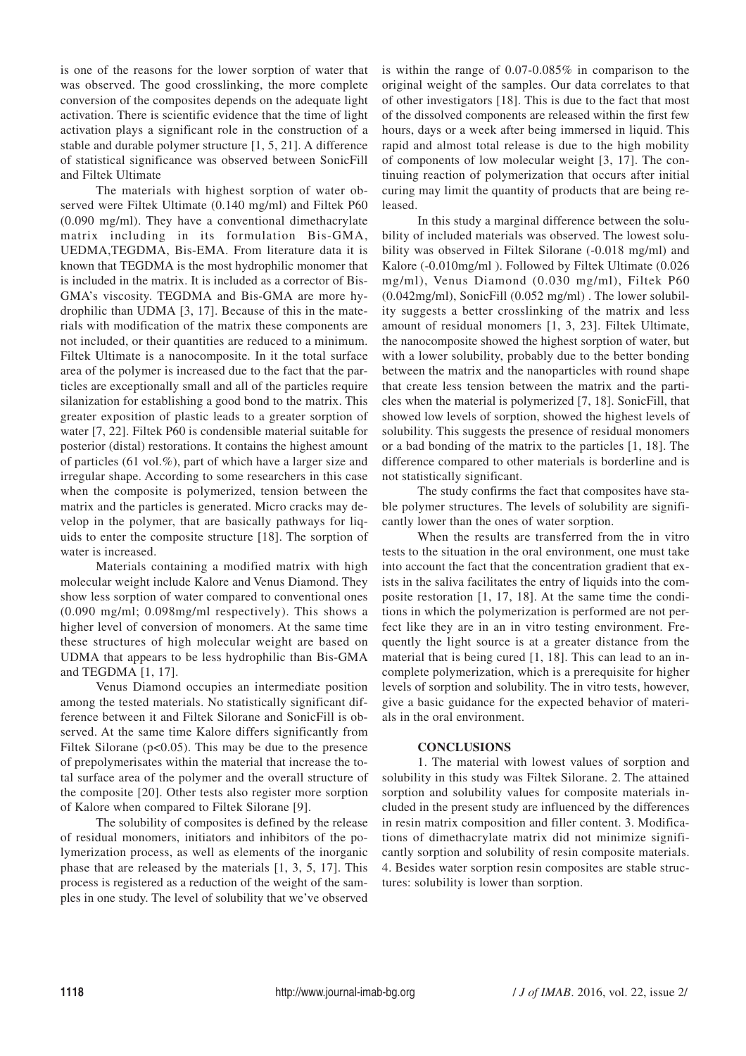is one of the reasons for the lower sorption of water that was observed. The good crosslinking, the more complete conversion of the composites depends on the adequate light activation. There is scientific evidence that the time of light activation plays a significant role in the construction of a stable and durable polymer structure [1, 5, 21]. A difference of statistical significance was observed between SonicFill and Filtek Ultimate

The materials with highest sorption of water observed were Filtek Ultimate (0.140 mg/ml) and Filtek P60 (0.090 mg/ml). They have a conventional dimethacrylate matrix including in its formulation Bis-GMA, UEDMA,TEGDMA, Bis-EMA. From literature data it is known that TEGDMA is the most hydrophilic monomer that is included in the matrix. It is included as a corrector of Bis-GMA's viscosity. TEGDMA and Bis-GMA are more hydrophilic than UDMA [3, 17]. Because of this in the materials with modification of the matrix these components are not included, or their quantities are reduced to a minimum. Filtek Ultimate is a nanocomposite. In it the total surface area of the polymer is increased due to the fact that the particles are exceptionally small and all of the particles require silanization for establishing a good bond to the matrix. This greater exposition of plastic leads to a greater sorption of water [7, 22]. Filtek P60 is condensible material suitable for posterior (distal) restorations. It contains the highest amount of particles (61 vol.%), part of which have a larger size and irregular shape. According to some researchers in this case when the composite is polymerized, tension between the matrix and the particles is generated. Micro cracks may develop in the polymer, that are basically pathways for liquids to enter the composite structure [18]. The sorption of water is increased.

Materials containing a modified matrix with high molecular weight include Kalore and Venus Diamond. They show less sorption of water compared to conventional ones (0.090 mg/ml; 0.098mg/ml respectively). This shows a higher level of conversion of monomers. At the same time these structures of high molecular weight are based on UDMA that appears to be less hydrophilic than Bis-GMA and TEGDMA [1, 17].

Venus Diamond occupies an intermediate position among the tested materials. No statistically significant difference between it and Filtek Silorane and SonicFill is observed. At the same time Kalore differs significantly from Filtek Silorane ($p<0.05$). This may be due to the presence of prepolymerisates within the material that increase the total surface area of the polymer and the overall structure of the composite [20]. Other tests also register more sorption of Kalore when compared to Filtek Silorane [9].

The solubility of composites is defined by the release of residual monomers, initiators and inhibitors of the polymerization process, as well as elements of the inorganic phase that are released by the materials [1, 3, 5, 17]. This process is registered as a reduction of the weight of the samples in one study. The level of solubility that we've observed is within the range of 0.07-0.085% in comparison to the original weight of the samples. Our data correlates to that of other investigators [18]. This is due to the fact that most of the dissolved components are released within the first few hours, days or a week after being immersed in liquid. This rapid and almost total release is due to the high mobility of components of low molecular weight [3, 17]. The continuing reaction of polymerization that occurs after initial curing may limit the quantity of products that are being released.

In this study a marginal difference between the solubility of included materials was observed. The lowest solubility was observed in Filtek Silorane (-0.018 mg/ml) and Kalore (-0.010mg/ml ). Followed by Filtek Ultimate (0.026 mg/ml), Venus Diamond (0.030 mg/ml), Filtek P60 (0.042mg/ml), SonicFill (0.052 mg/ml) . The lower solubility suggests a better crosslinking of the matrix and less amount of residual monomers [1, 3, 23]. Filtek Ultimate, the nanocomposite showed the highest sorption of water, but with a lower solubility, probably due to the better bonding between the matrix and the nanoparticles with round shape that create less tension between the matrix and the particles when the material is polymerized [7, 18]. SonicFill, that showed low levels of sorption, showed the highest levels of solubility. This suggests the presence of residual monomers or a bad bonding of the matrix to the particles [1, 18]. The difference compared to other materials is borderline and is not statistically significant.

The study confirms the fact that composites have stable polymer structures. The levels of solubility are significantly lower than the ones of water sorption.

When the results are transferred from the in vitro tests to the situation in the oral environment, one must take into account the fact that the concentration gradient that exists in the saliva facilitates the entry of liquids into the composite restoration [1, 17, 18]. At the same time the conditions in which the polymerization is performed are not perfect like they are in an in vitro testing environment. Frequently the light source is at a greater distance from the material that is being cured [1, 18]. This can lead to an incomplete polymerization, which is a prerequisite for higher levels of sorption and solubility. The in vitro tests, however, give a basic guidance for the expected behavior of materials in the oral environment.

## CONCLUSIONS

1. The material with lowest values of sorption and solubility in this study was Filtek Silorane. 2. The attained sorption and solubility values for composite materials included in the present study are influenced by the differences in resin matrix composition and filler content. 3. Modifications of dimethacrylate matrix did not minimize significantly sorption and solubility of resin composite materials. 4. Besides water sorption resin composites are stable structures: solubility is lower than sorption.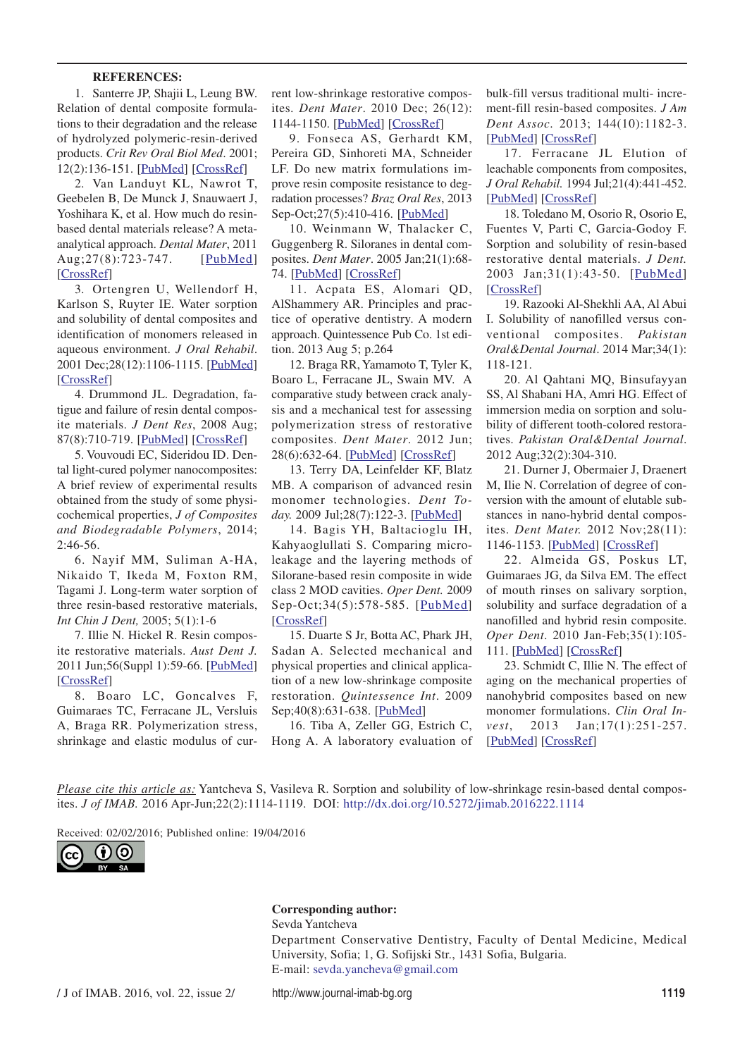**REFERENCES:**

1. Santerre JP, Shajii L, Leung BW. Relation of dental composite formulations to their degradation and the release of hydrolyzed polymeric-resin-derived products. *Crit Rev Oral Biol Med*. 2001; 12(2):136-151. [PubMed] [CrossRef]

2. Van Landuyt KL, Nawrot T, Geebelen B, De Munck J, Snauwaert J, Yoshihara K, et al. How much do resin-based dental materials release? A meta-analytical approach. *Dental Mater*, 2011 Aug;27(8):723-747. [PubMed] [CrossRef]

3. Ortengren U, Wellendorf H, Karlson S, Ruyter IE. Water sorption and solubility of dental composites and identification of monomers released in aqueous environment. *J Oral Rehabil*. 2001 Dec;28(12):1106-1115. [PubMed] [CrossRef]

4. Drummond JL. Degradation, fatigue and failure of resin dental composite materials. *J Dent Res*, 2008 Aug; 87(8):710-719. [PubMed] [CrossRef]

5. Vouvoudi EC, Sideridou ID. Dental light-cured polymer nanocomposites: A brief review of experimental results obtained from the study of some physicochemical properties, *J of Composites and Biodegradable Polymers*, 2014; 2:46-56.

6. Nayif MM, Suliman A-HA, Nikaido T, Ikeda M, Foxton RM, Tagami J. Long-term water sorption of three resin-based restorative materials, *Int Chin J Dent,* 2005; 5(1):1-6

7. Illie N. Hickel R. Resin composite restorative materials. *Aust Dent J*. 2011 Jun;56(Suppl 1):59-66. [PubMed] [CrossRef]

8. Boaro LC, Goncalves F, Guimaraes TC, Ferracane JL, Versluis A, Braga RR. Polymerization stress, shrinkage and elastic modulus of current low-shrinkage restorative composites. *Dent Mater*. 2010 Dec; 26(12): 1144-1150. [PubMed] [CrossRef]

9. Fonseca AS, Gerhardt KM, Pereira GD, Sinhoreti MA, Schneider LF. Do new matrix formulations improve resin composite resistance to degradation processes? *Braz Oral Res*, 2013 Sep-Oct;27(5):410-416. [PubMed]

10. Weinmann W, Thalacker C, Guggenberg R. Siloranes in dental composites. *Dent Mater*. 2005 Jan;21(1):68-74. [PubMed] [CrossRef]

11. Acpata ES, Alomari QD, AlShammery AR. Principles and practice of operative dentistry. A modern approach. Quintessence Pub Co. 1st edition. 2013 Aug 5; p.264

12. Braga RR, Yamamoto T, Tyler K, Boaro LC, Ferracane JL, Swain MV. A comparative study between crack analysis and a mechanical test for assessing polymerization stress of restorative composites. *Dent Mater*. 2012 Jun; 28(6):632-64. [PubMed] [CrossRef]

13. Terry DA, Leinfelder KF, Blatz MB. A comparison of advanced resin monomer technologies. *Dent Today.* 2009 Jul;28(7):122-3. [PubMed]

14. Bagis YH, Baltacioglu IH, Kahyaoglullati S. Comparing microleakage and the layering methods of Silorane-based resin composite in wide class 2 MOD cavities. *Oper Dent.* 2009 Sep-Oct;34(5):578-585. [PubMed] [CrossRef]

15. Duarte S Jr, Botta AC, Phark JH, Sadan A. Selected mechanical and physical properties and clinical application of a new low-shrinkage composite restoration. *Quintessence Int*. 2009 Sep;40(8):631-638. [PubMed]

16. Tiba A, Zeller GG, Estrich C, Hong A. A laboratory evaluation of bulk-fill versus traditional multi- increment-fill resin-based composites. *J Am Dent Assoc.* 2013; 144(10):1182-3. [PubMed] [CrossRef]

17. Ferracane JL Elution of leachable components from composites, *J Oral Rehabil.* 1994 Jul;21(4):441-452. [PubMed] [CrossRef]

18. Toledano M, Osorio R, Osorio E, Fuentes V, Parti C, Garcia-Godoy F. Sorption and solubility of resin-based restorative dental materials. *J Dent.* 2003 Jan;31(1):43-50. [PubMed] [CrossRef]

19. Razooki Al-Shekhli AA, Al Abui I. Solubility of nanofilled versus conventional composites. *Pakistan Oral&Dental Journal*. 2014 Mar;34(1): 118-121.

20. Al Qahtani MQ, Binsufayyan SS, Al Shabani HA, Amri HG. Effect of immersion media on sorption and solubility of different tooth-colored restoratives. *Pakistan Oral&Dental Journal*. 2012 Aug;32(2):304-310.

21. Durner J, Obermaier J, Draenert M, Ilie N. Correlation of degree of conversion with the amount of elutable substances in nano-hybrid dental composites. *Dent Mater.* 2012 Nov;28(11): 1146-1153. [PubMed] [CrossRef]

22. Almeida GS, Poskus LT, Guimaraes JG, da Silva EM. The effect of mouth rinses on salivary sorption, solubility and surface degradation of a nanofilled and hybrid resin composite. *Oper Dent.* 2010 Jan-Feb;35(1):105-111. [PubMed] [CrossRef]

23. Schmidt C, Illie N. The effect of aging on the mechanical properties of nanohybrid composites based on new monomer formulations. *Clin Oral Invest*, 2013 Jan;17(1):251-257. [PubMed] [CrossRef]

*Please cite this article as:* Yantcheva S, Vasileva R. Sorption and solubility of low-shrinkage resin-based dental composites. *J of IMAB.* 2016 Apr-Jun;22(2):1114-1119. DOI: http://dx.doi.org/10.5272/jimab.2016222.1114

Received: 02/02/2016; Published online: 19/04/2016

**Corresponding author:**
Sevda Yantcheva
Department Conservative Dentistry, Faculty of Dental Medicine, Medical University, Sofia; 1, G. Sofijski Str., 1431 Sofia, Bulgaria.
E-mail: sevda.yancheva@gmail.com